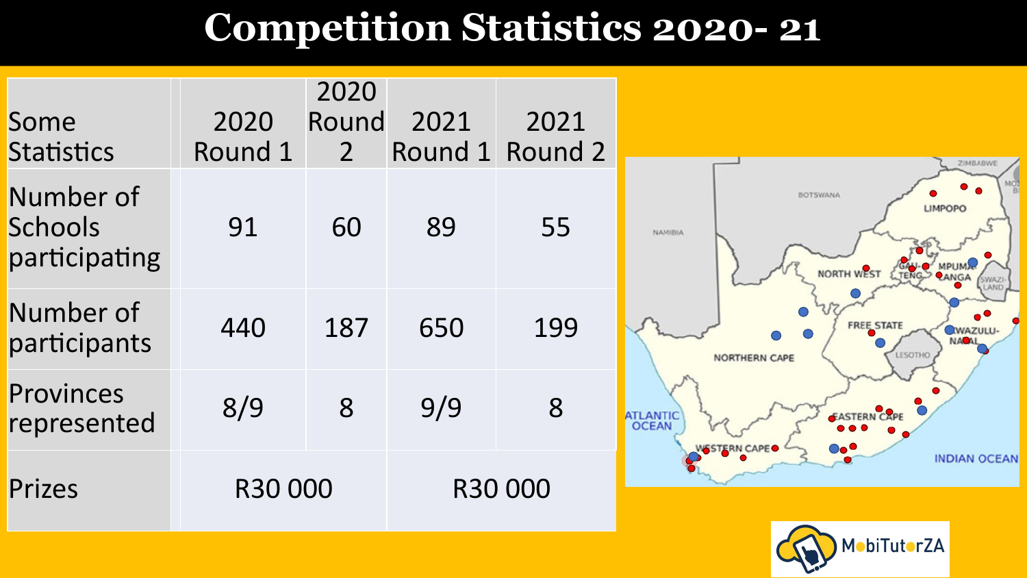# Competition Statistics 2020- 21

| Some Statistics | 2020 Round 1 | 2020 Round 2 | 2021 Round 1 | 2021 Round 2 |
|---|---|---|---|---|
| Number of Schools participating | 91 | 60 | 89 | 55 |
| Number of participants | 440 | 187 | 650 | 199 |
| Provinces represented | 8/9 | 8 | 9/9 | 8 |
| Prizes | R30 000 | | R30 000 | |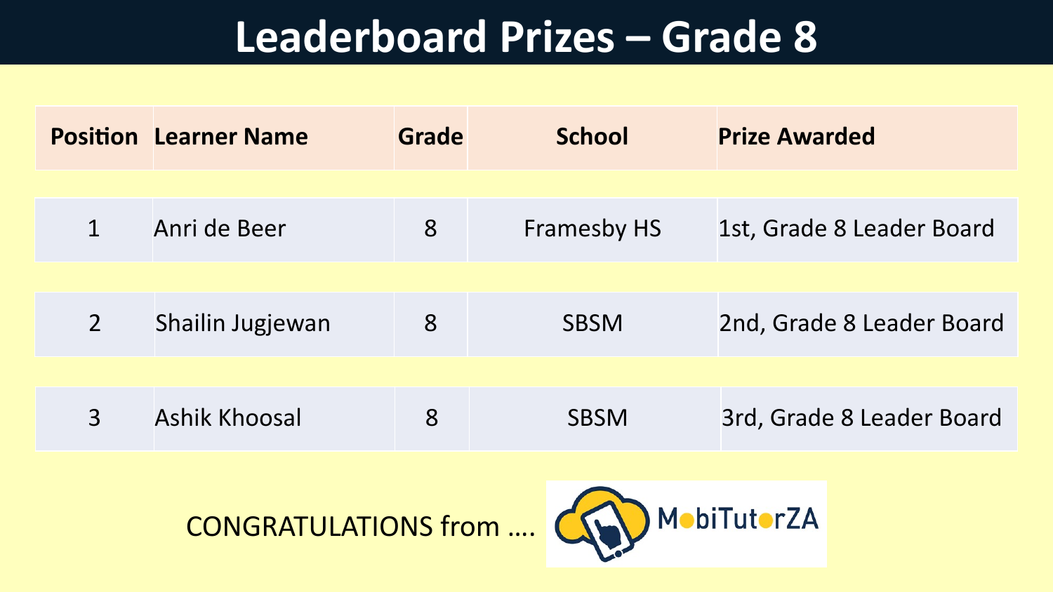# Leaderboard Prizes – Grade 8

| Position | Learner Name | Grade | School | Prize Awarded |
|---|---|---|---|---|
| 1 | Anri de Beer | 8 | Framesby HS | 1st, Grade 8 Leader Board |
| 2 | Shailin Jugjewan | 8 | SBSM | 2nd, Grade 8 Leader Board |
| 3 | Ashik Khoosal | 8 | SBSM | 3rd, Grade 8 Leader Board |

CONGRATULATIONS from …. MobiTutorZA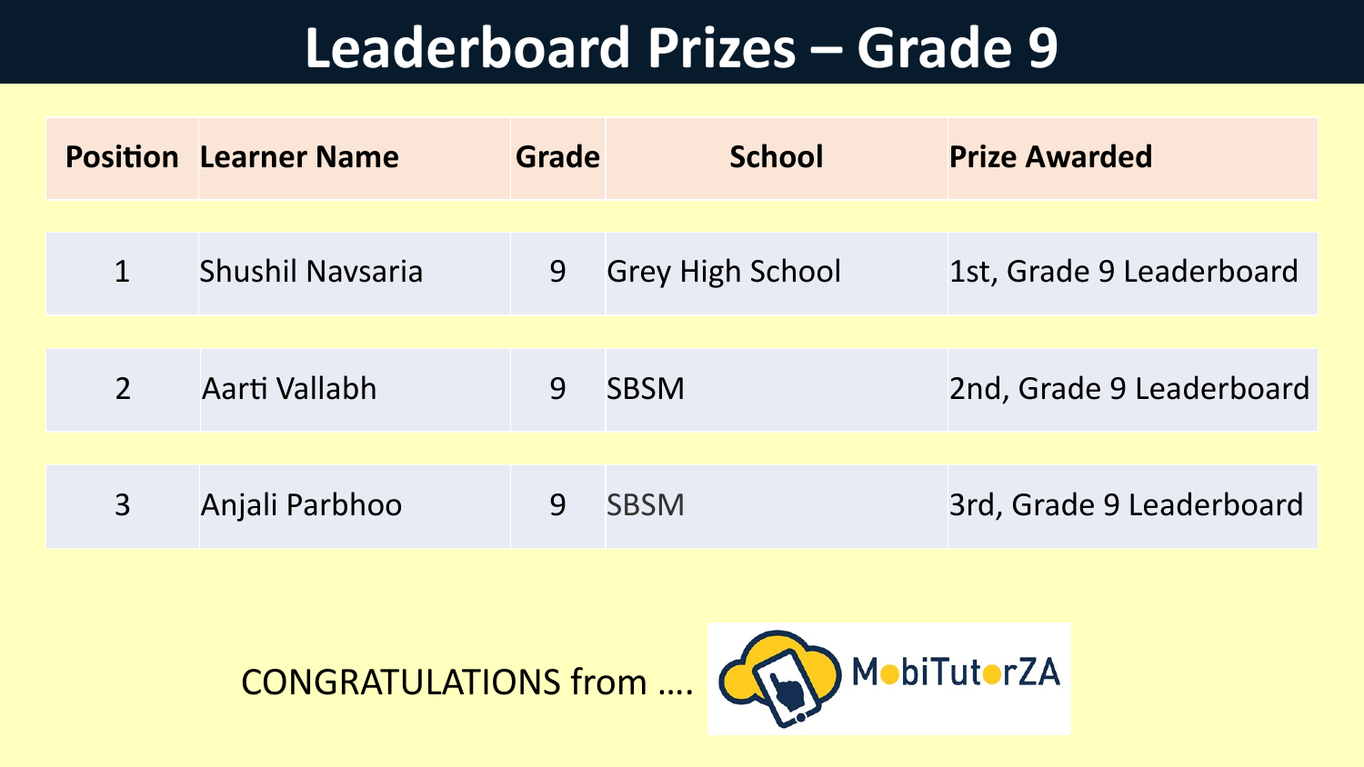# Leaderboard Prizes – Grade 9

| Position | Learner Name | Grade | School | Prize Awarded |
|---|---|---|---|---|
| 1 | Shushil Navsaria | 9 | Grey High School | 1st, Grade 9 Leaderboard |
| 2 | Aarti Vallabh | 9 | SBSM | 2nd, Grade 9 Leaderboard |
| 3 | Anjali Parbhoo | 9 | SBSM | 3rd, Grade 9 Leaderboard |

CONGRATULATIONS from …. MobiTutorZA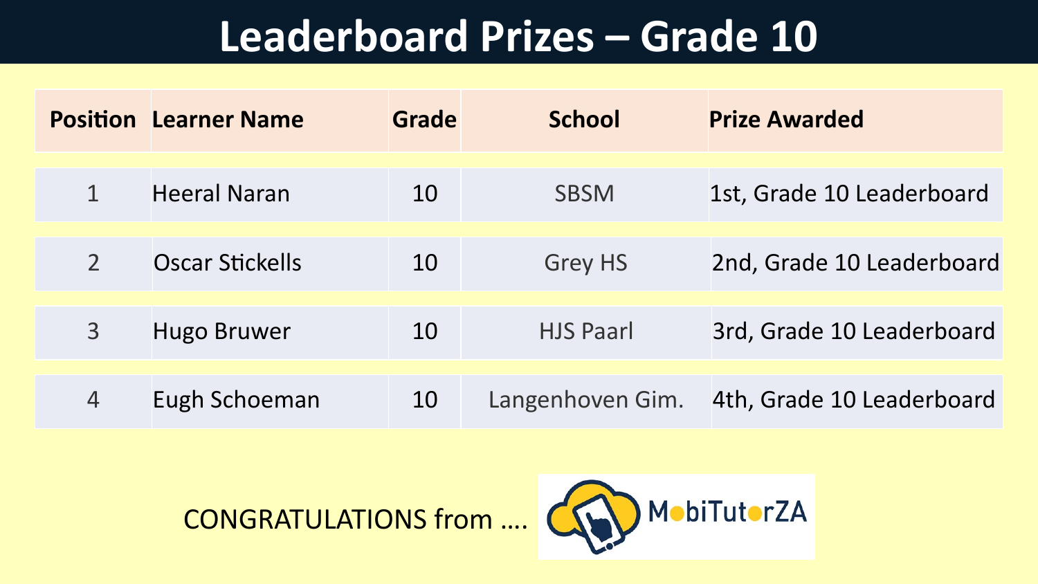# Leaderboard Prizes – Grade 10

| Position | Learner Name | Grade | School | Prize Awarded |
|---|---|---|---|---|
| 1 | Heeral Naran | 10 | SBSM | 1st, Grade 10 Leaderboard |
| 2 | Oscar Stickells | 10 | Grey HS | 2nd, Grade 10 Leaderboard |
| 3 | Hugo Bruwer | 10 | HJS Paarl | 3rd, Grade 10 Leaderboard |
| 4 | Eugh Schoeman | 10 | Langenhoven Gim. | 4th, Grade 10 Leaderboard |

CONGRATULATIONS from …. MobiTutorZA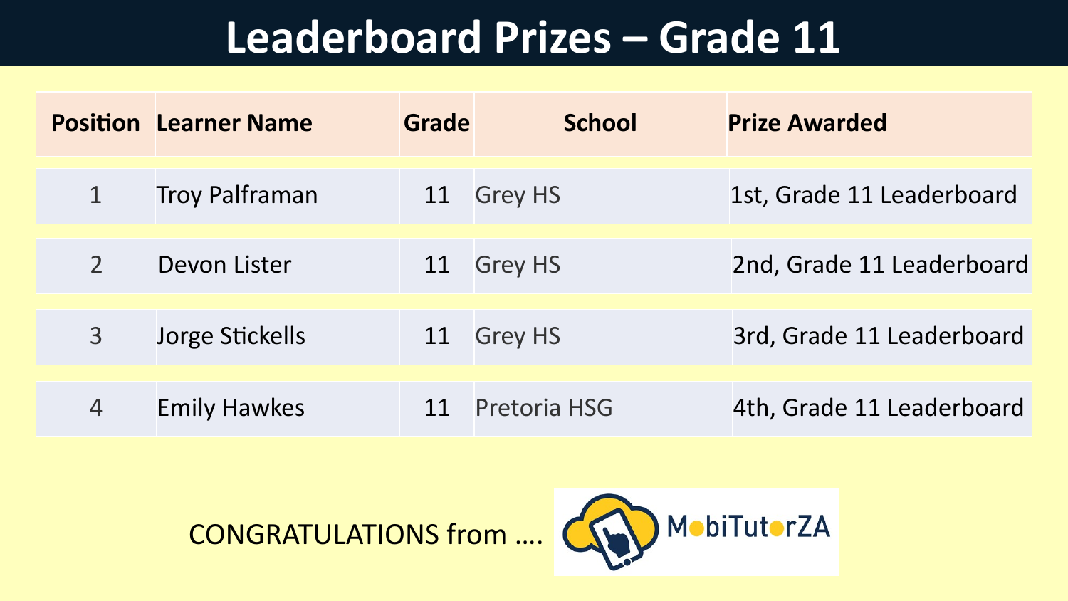# Leaderboard Prizes – Grade 11

| Position | Learner Name | Grade | School | Prize Awarded |
|---|---|---|---|---|
| 1 | Troy Palframan | 11 | Grey HS | 1st, Grade 11 Leaderboard |
| 2 | Devon Lister | 11 | Grey HS | 2nd, Grade 11 Leaderboard |
| 3 | Jorge Stickells | 11 | Grey HS | 3rd, Grade 11 Leaderboard |
| 4 | Emily Hawkes | 11 | Pretoria HSG | 4th, Grade 11 Leaderboard |

CONGRATULATIONS from …. MobiTutorZA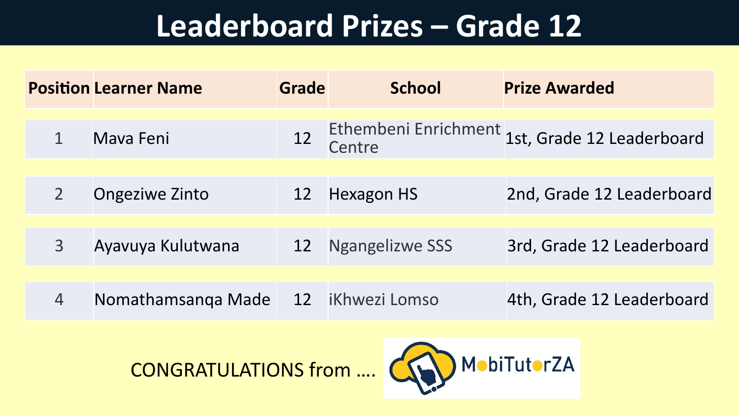# Leaderboard Prizes – Grade 12

| Position | Learner Name | Grade | School | Prize Awarded |
|---|---|---|---|---|
| 1 | Mava Feni | 12 | Ethembeni Enrichment Centre | 1st, Grade 12 Leaderboard |
| 2 | Ongeziwe Zinto | 12 | Hexagon HS | 2nd, Grade 12 Leaderboard |
| 3 | Ayavuya Kulutwana | 12 | Ngangelizwe SSS | 3rd, Grade 12 Leaderboard |
| 4 | Nomathamsanqa Made | 12 | iKhwezi Lomso | 4th, Grade 12 Leaderboard |

CONGRATULATIONS from …. MobiTutorZA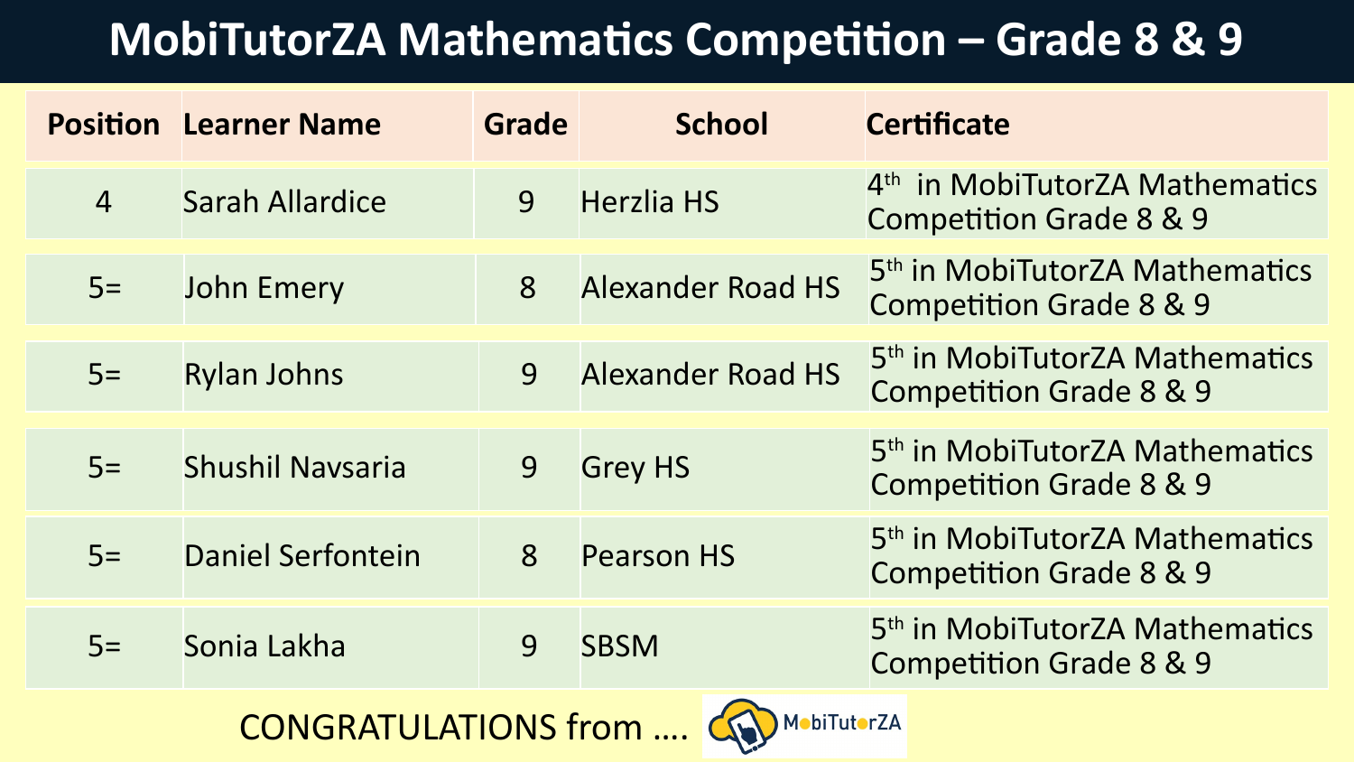# MobiTutorZA Mathematics Competition – Grade 8 & 9

| Position | Learner Name | Grade | School | Certificate |
|---|---|---|---|---|
| 4 | Sarah Allardice | 9 | Herzlia HS | 4th in MobiTutorZA Mathematics Competition Grade 8 & 9 |
| 5= | John Emery | 8 | Alexander Road HS | 5th in MobiTutorZA Mathematics Competition Grade 8 & 9 |
| 5= | Rylan Johns | 9 | Alexander Road HS | 5th in MobiTutorZA Mathematics Competition Grade 8 & 9 |
| 5= | Shushil Navsaria | 9 | Grey HS | 5th in MobiTutorZA Mathematics Competition Grade 8 & 9 |
| 5= | Daniel Serfontein | 8 | Pearson HS | 5th in MobiTutorZA Mathematics Competition Grade 8 & 9 |
| 5= | Sonia Lakha | 9 | SBSM | 5th in MobiTutorZA Mathematics Competition Grade 8 & 9 |

CONGRATULATIONS from …. MobiTutorZA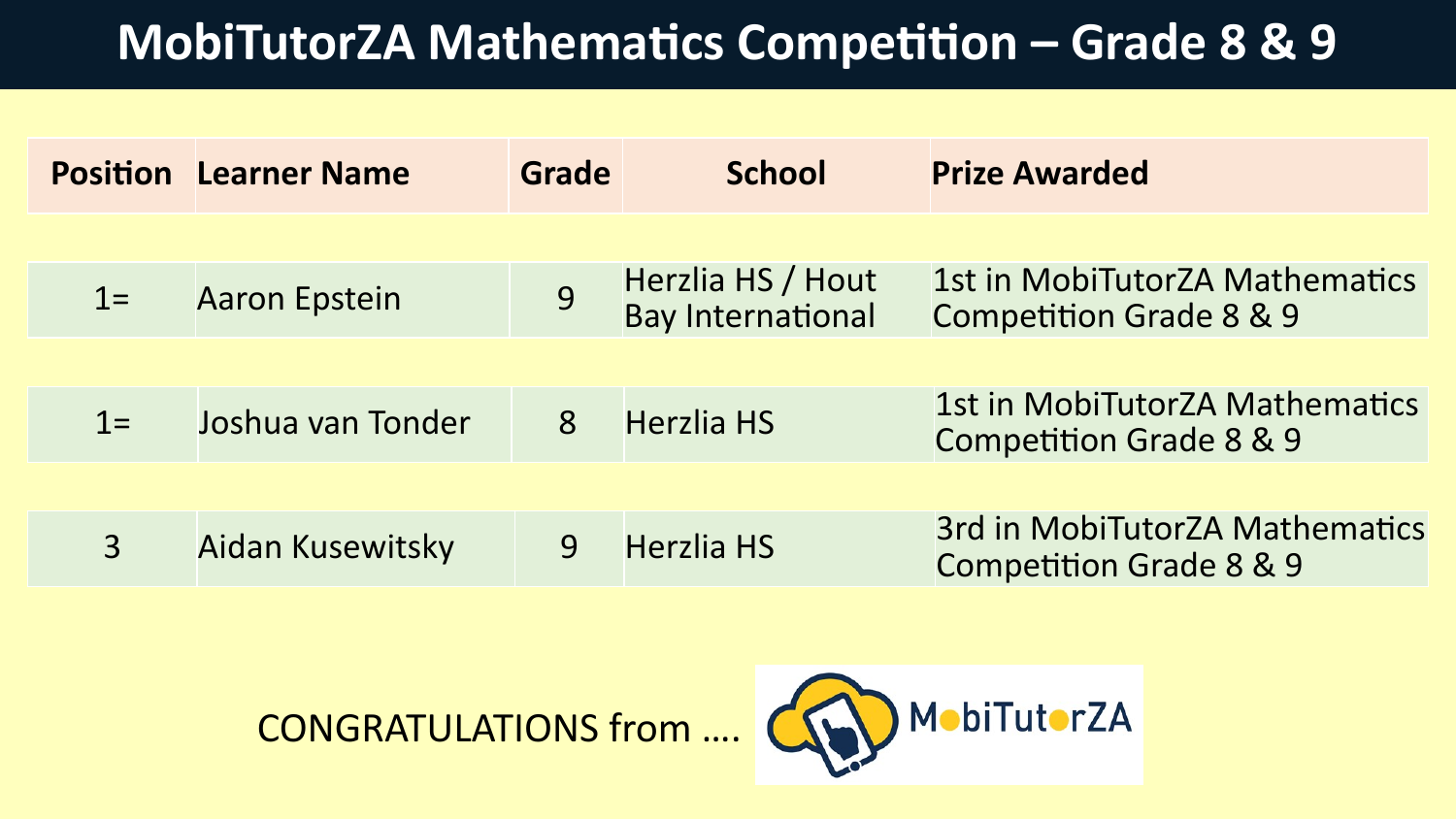# MobiTutorZA Mathematics Competition – Grade 8 & 9

| Position | Learner Name | Grade | School | Prize Awarded |
|---|---|---|---|---|
| 1= | Aaron Epstein | 9 | Herzlia HS / Hout Bay International | 1st in MobiTutorZA Mathematics Competition Grade 8 & 9 |
| 1= | Joshua van Tonder | 8 | Herzlia HS | 1st in MobiTutorZA Mathematics Competition Grade 8 & 9 |
| 3 | Aidan Kusewitsky | 9 | Herzlia HS | 3rd in MobiTutorZA Mathematics Competition Grade 8 & 9 |

CONGRATULATIONS from …. MobiTutorZA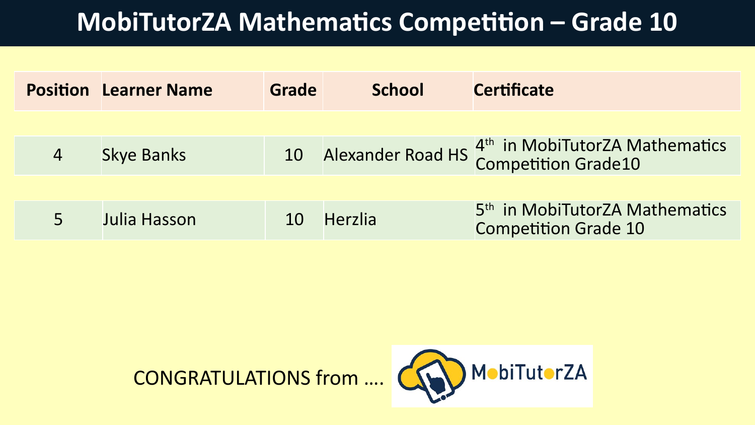# MobiTutorZA Mathematics Competition – Grade 10

| Position | Learner Name | Grade | School | Certificate |
| --- | --- | --- | --- | --- |
| 4 | Skye Banks | 10 | Alexander Road HS | 4th in MobiTutorZA Mathematics Competition Grade10 |
| 5 | Julia Hasson | 10 | Herzlia | 5th in MobiTutorZA Mathematics Competition Grade 10 |

CONGRATULATIONS from …. MobiTutorZA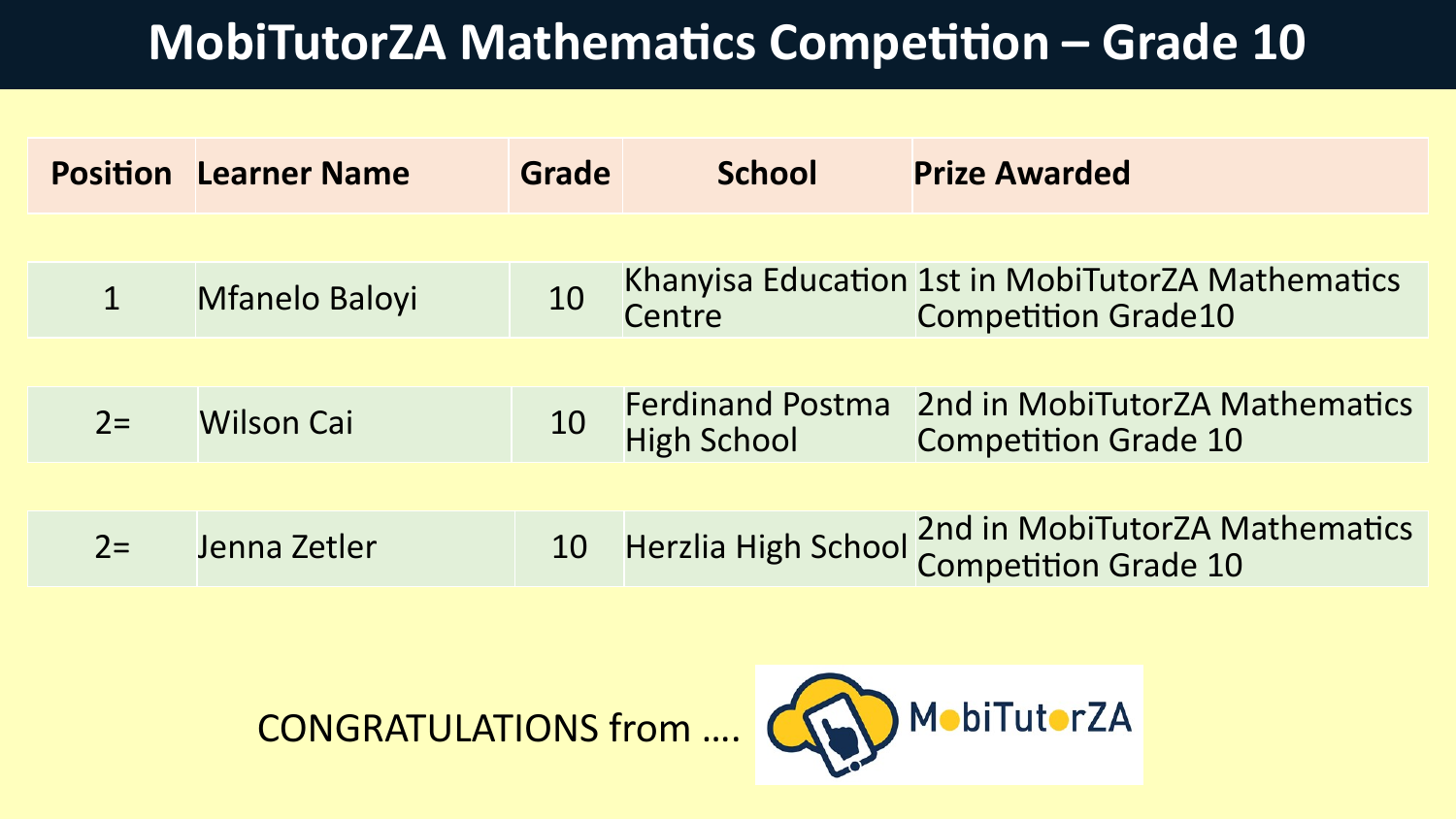# MobiTutorZA Mathematics Competition – Grade 10

| Position | Learner Name | Grade | School | Prize Awarded |
|---|---|---|---|---|
| 1 | Mfanelo Baloyi | 10 | Khanyisa Education Centre | 1st in MobiTutorZA Mathematics Competition Grade10 |
| 2= | Wilson Cai | 10 | Ferdinand Postma High School | 2nd in MobiTutorZA Mathematics Competition Grade 10 |
| 2= | Jenna Zetler | 10 | Herzlia High School | 2nd in MobiTutorZA Mathematics Competition Grade 10 |

CONGRATULATIONS from …. MobiTutorZA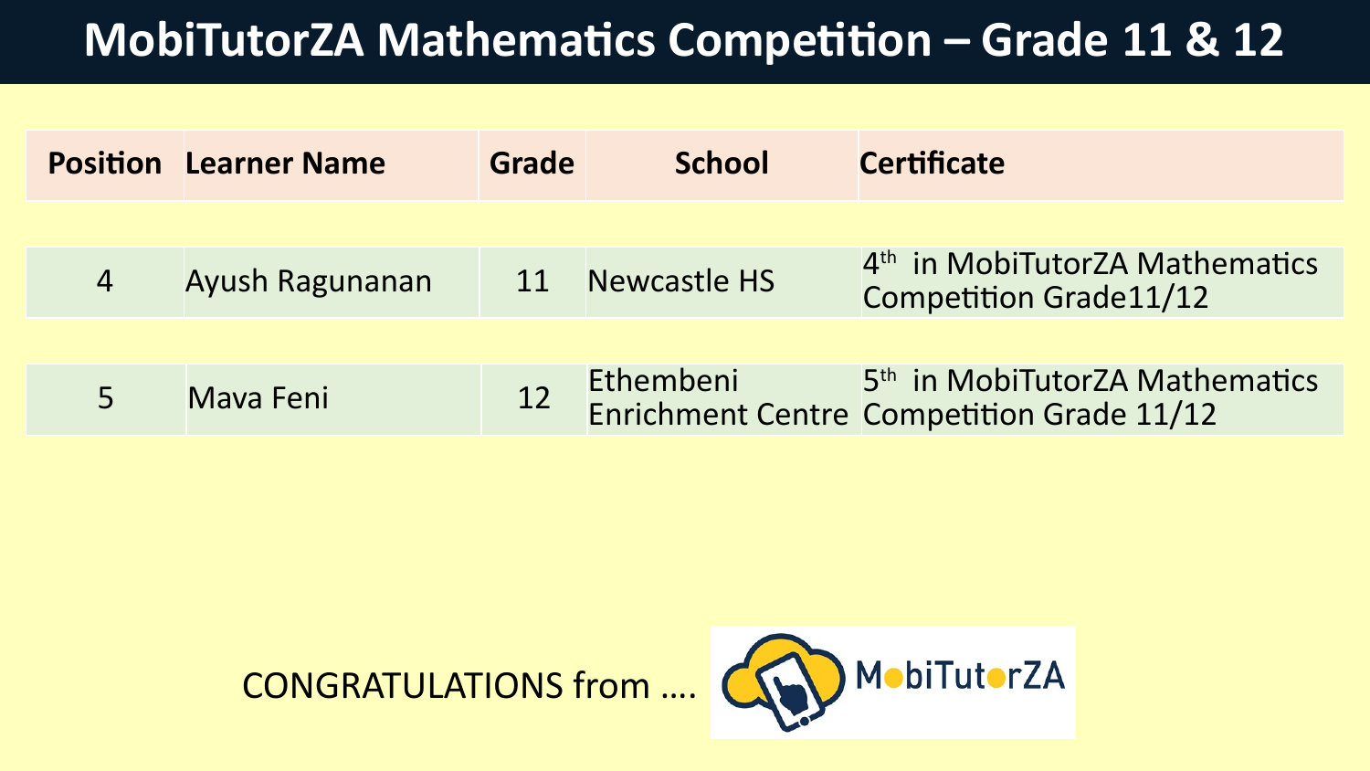# MobiTutorZA Mathematics Competition – Grade 11 & 12

| Position | Learner Name | Grade | School | Certificate |
|---|---|---|---|---|
| 4 | Ayush Ragunanan | 11 | Newcastle HS | 4th in MobiTutorZA Mathematics Competition Grade11/12 |
| 5 | Mava Feni | 12 | Ethembeni Enrichment Centre | 5th in MobiTutorZA Mathematics Competition Grade 11/12 |

CONGRATULATIONS from …. MobiTutorZA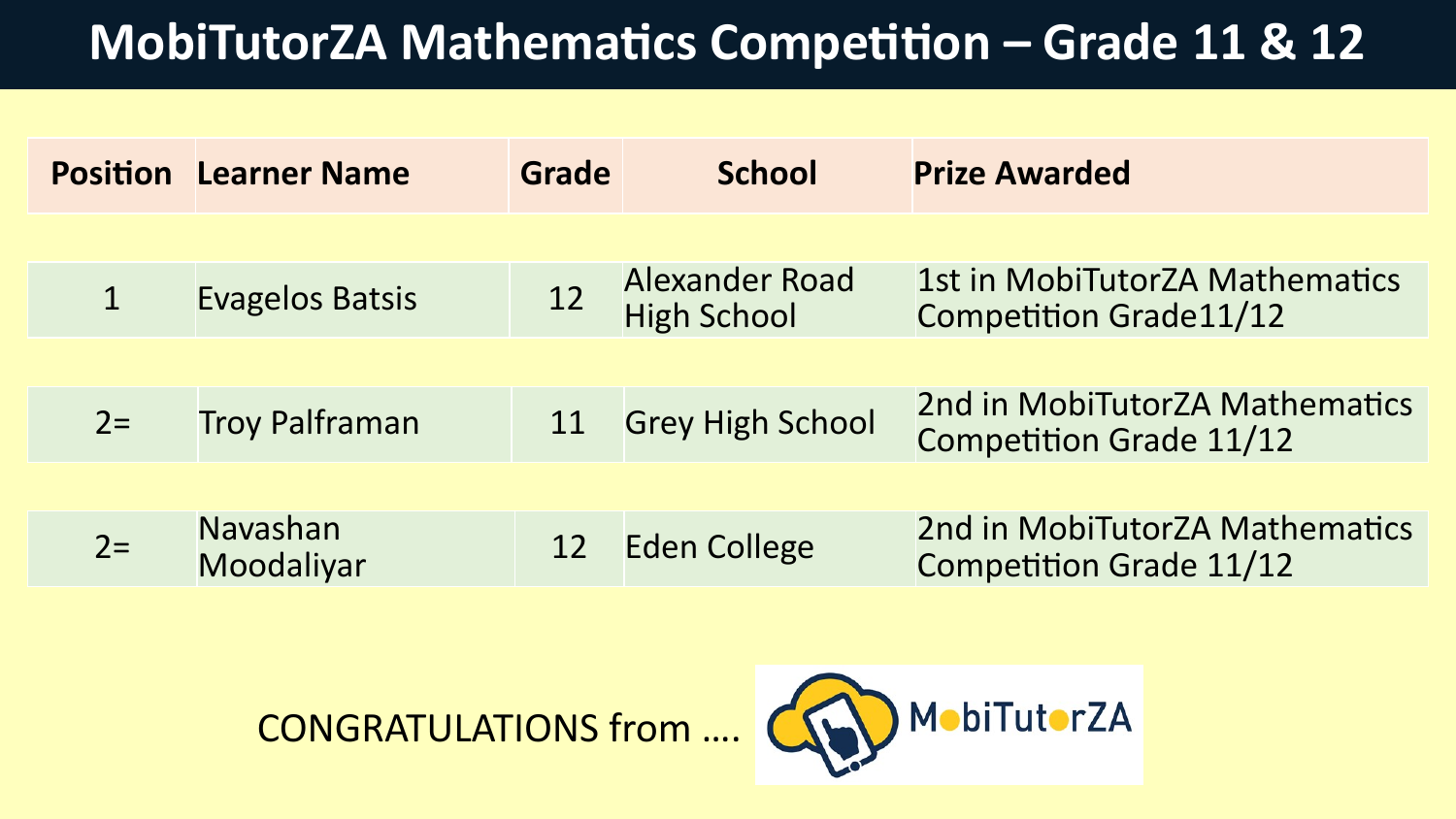# MobiTutorZA Mathematics Competition – Grade 11 & 12

| Position | Learner Name | Grade | School | Prize Awarded |
|---|---|---|---|---|
| 1 | Evagelos Batsis | 12 | Alexander Road High School | 1st in MobiTutorZA Mathematics Competition Grade11/12 |
| 2= | Troy Palframan | 11 | Grey High School | 2nd in MobiTutorZA Mathematics Competition Grade 11/12 |
| 2= | Navashan Moodaliyar | 12 | Eden College | 2nd in MobiTutorZA Mathematics Competition Grade 11/12 |

CONGRATULATIONS from …. MobiTutorZA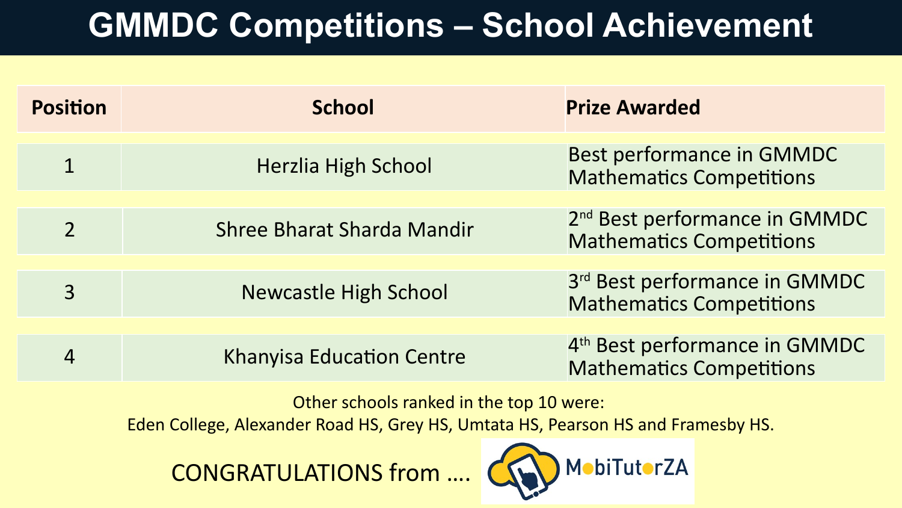# GMMDC Competitions – School Achievement

| Position | School | Prize Awarded |
|---|---|---|
| 1 | Herzlia High School | Best performance in GMMDC Mathematics Competitions |
| 2 | Shree Bharat Sharda Mandir | 2nd Best performance in GMMDC Mathematics Competitions |
| 3 | Newcastle High School | 3rd Best performance in GMMDC Mathematics Competitions |
| 4 | Khanyisa Education Centre | 4th Best performance in GMMDC Mathematics Competitions |

Other schools ranked in the top 10 were:
Eden College, Alexander Road HS, Grey HS, Umtata HS, Pearson HS and Framesby HS.

CONGRATULATIONS from …. MobiTutorZA